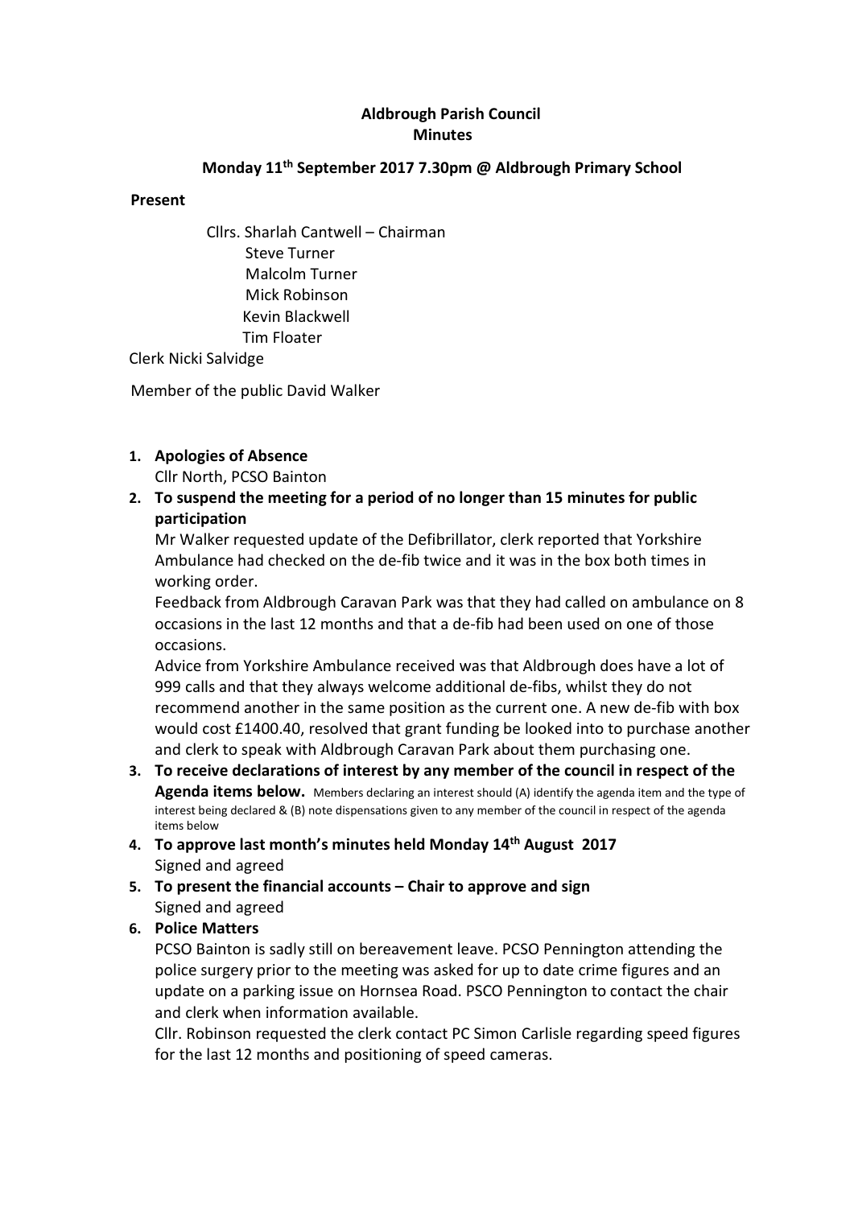# Aldbrough Parish Council
## Minutes

### Monday 11th September 2017 7.30pm @ Aldbrough Primary School

**Present**

Cllrs. Sharlah Cantwell – Chairman
Steve Turner
Malcolm Turner
Mick Robinson
Kevin Blackwell
Tim Floater

Clerk Nicki Salvidge

Member of the public David Walker

1. **Apologies of Absence**
   Cllr North, PCSO Bainton
2. **To suspend the meeting for a period of no longer than 15 minutes for public participation**
   Mr Walker requested update of the Defibrillator, clerk reported that Yorkshire Ambulance had checked on the de-fib twice and it was in the box both times in working order.
   Feedback from Aldbrough Caravan Park was that they had called on ambulance on 8 occasions in the last 12 months and that a de-fib had been used on one of those occasions.
   Advice from Yorkshire Ambulance received was that Aldbrough does have a lot of 999 calls and that they always welcome additional de-fibs, whilst they do not recommend another in the same position as the current one. A new de-fib with box would cost £1400.40, resolved that grant funding be looked into to purchase another and clerk to speak with Aldbrough Caravan Park about them purchasing one.
3. **To receive declarations of interest by any member of the council in respect of the Agenda items below.** Members declaring an interest should (A) identify the agenda item and the type of interest being declared & (B) note dispensations given to any member of the council in respect of the agenda items below
4. **To approve last month's minutes held Monday 14th August 2017**
   Signed and agreed
5. **To present the financial accounts – Chair to approve and sign**
   Signed and agreed
6. **Police Matters**
   PCSO Bainton is sadly still on bereavement leave. PCSO Pennington attending the police surgery prior to the meeting was asked for up to date crime figures and an update on a parking issue on Hornsea Road. PSCO Pennington to contact the chair and clerk when information available.
   Cllr. Robinson requested the clerk contact PC Simon Carlisle regarding speed figures for the last 12 months and positioning of speed cameras.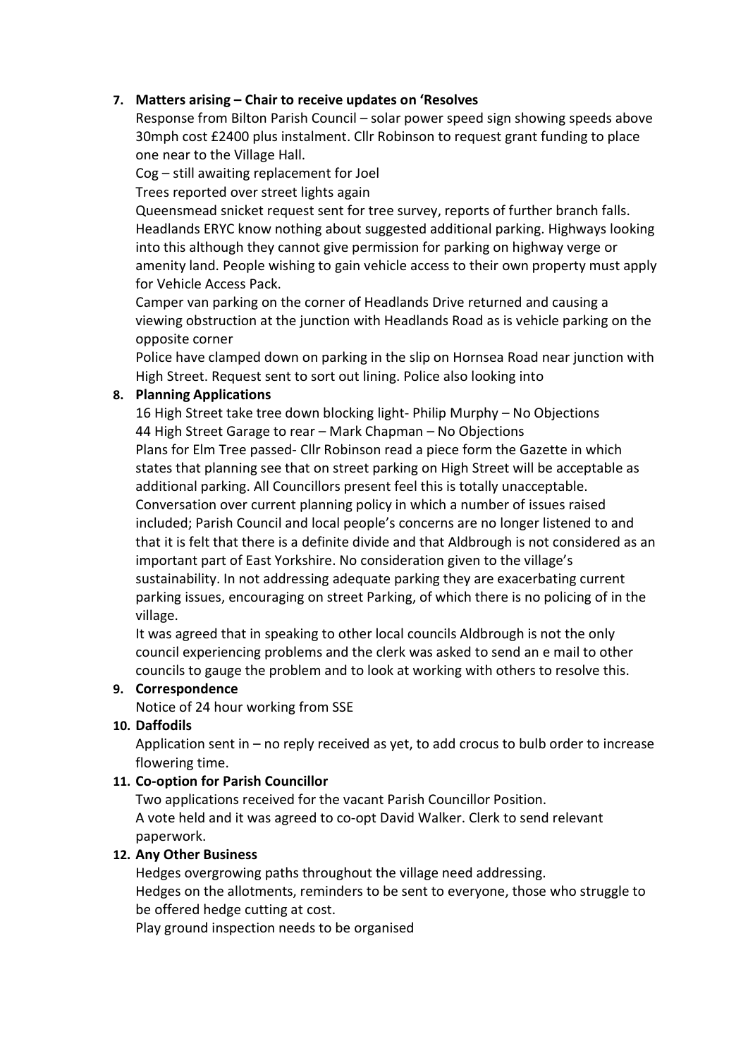**7. Matters arising – Chair to receive updates on 'Resolves**

Response from Bilton Parish Council – solar power speed sign showing speeds above 30mph cost £2400 plus instalment. Cllr Robinson to request grant funding to place one near to the Village Hall.

Cog – still awaiting replacement for Joel

Trees reported over street lights again

Queensmead snicket request sent for tree survey, reports of further branch falls.

Headlands ERYC know nothing about suggested additional parking. Highways looking into this although they cannot give permission for parking on highway verge or amenity land. People wishing to gain vehicle access to their own property must apply for Vehicle Access Pack.

Camper van parking on the corner of Headlands Drive returned and causing a viewing obstruction at the junction with Headlands Road as is vehicle parking on the opposite corner

Police have clamped down on parking in the slip on Hornsea Road near junction with High Street. Request sent to sort out lining. Police also looking into

**8. Planning Applications**

16 High Street take tree down blocking light- Philip Murphy – No Objections

44 High Street Garage to rear – Mark Chapman – No Objections

Plans for Elm Tree passed- Cllr Robinson read a piece form the Gazette in which states that planning see that on street parking on High Street will be acceptable as additional parking. All Councillors present feel this is totally unacceptable.

Conversation over current planning policy in which a number of issues raised included; Parish Council and local people's concerns are no longer listened to and that it is felt that there is a definite divide and that Aldbrough is not considered as an important part of East Yorkshire. No consideration given to the village's sustainability. In not addressing adequate parking they are exacerbating current parking issues, encouraging on street Parking, of which there is no policing of in the village.

It was agreed that in speaking to other local councils Aldbrough is not the only council experiencing problems and the clerk was asked to send an e mail to other councils to gauge the problem and to look at working with others to resolve this.

**9. Correspondence**

Notice of 24 hour working from SSE

**10. Daffodils**

Application sent in – no reply received as yet, to add crocus to bulb order to increase flowering time.

**11. Co-option for Parish Councillor**

Two applications received for the vacant Parish Councillor Position.

A vote held and it was agreed to co-opt David Walker. Clerk to send relevant paperwork.

**12. Any Other Business**

Hedges overgrowing paths throughout the village need addressing.

Hedges on the allotments, reminders to be sent to everyone, those who struggle to be offered hedge cutting at cost.

Play ground inspection needs to be organised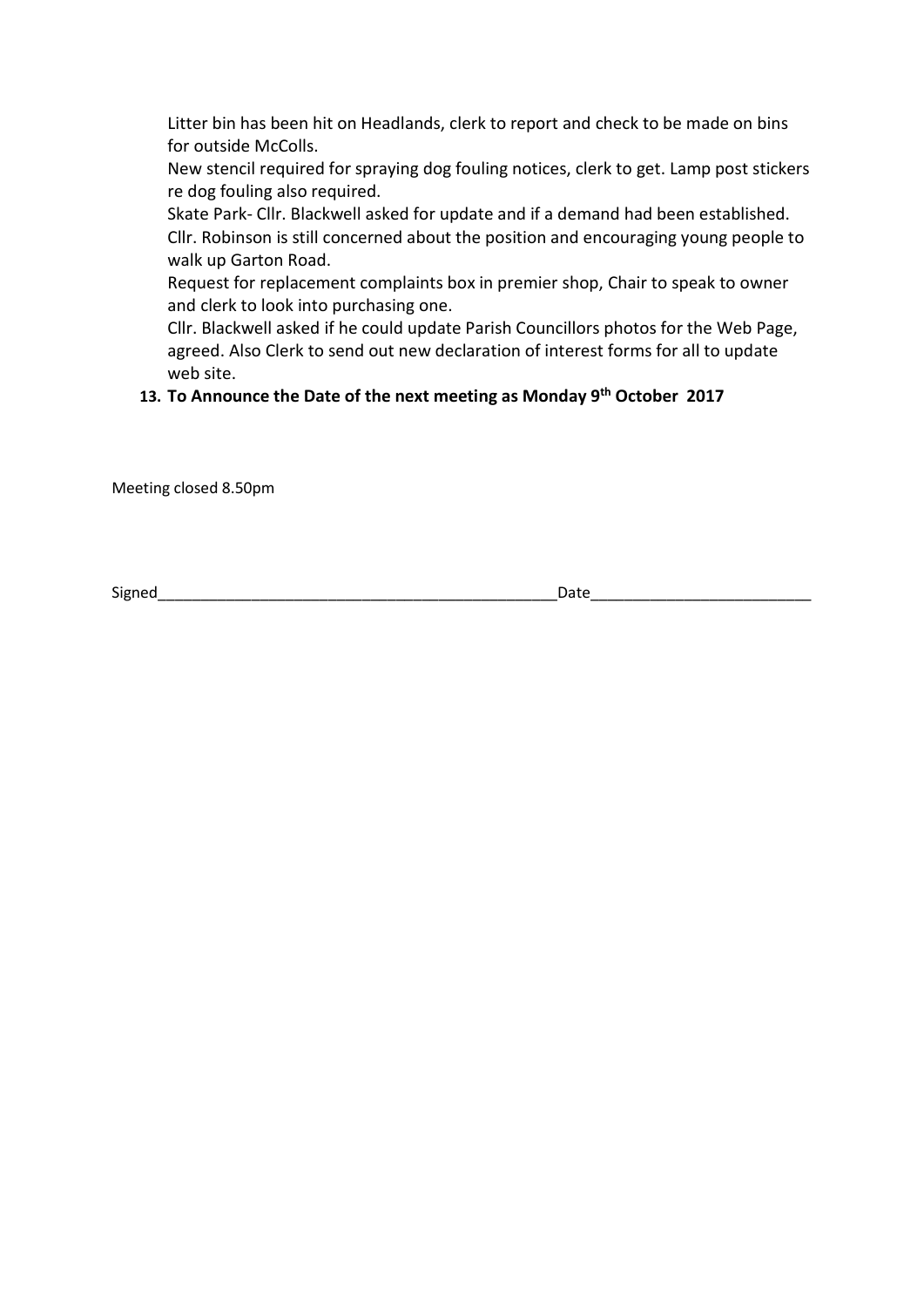Litter bin has been hit on Headlands, clerk to report and check to be made on bins for outside McColls.
New stencil required for spraying dog fouling notices, clerk to get. Lamp post stickers re dog fouling also required.
Skate Park- Cllr. Blackwell asked for update and if a demand had been established. Cllr. Robinson is still concerned about the position and encouraging young people to walk up Garton Road.
Request for replacement complaints box in premier shop, Chair to speak to owner and clerk to look into purchasing one.
Cllr. Blackwell asked if he could update Parish Councillors photos for the Web Page, agreed. Also Clerk to send out new declaration of interest forms for all to update web site.

13. **To Announce the Date of the next meeting as Monday 9th October 2017**

Meeting closed 8.50pm

Signed_______________________________________________Date_________________________